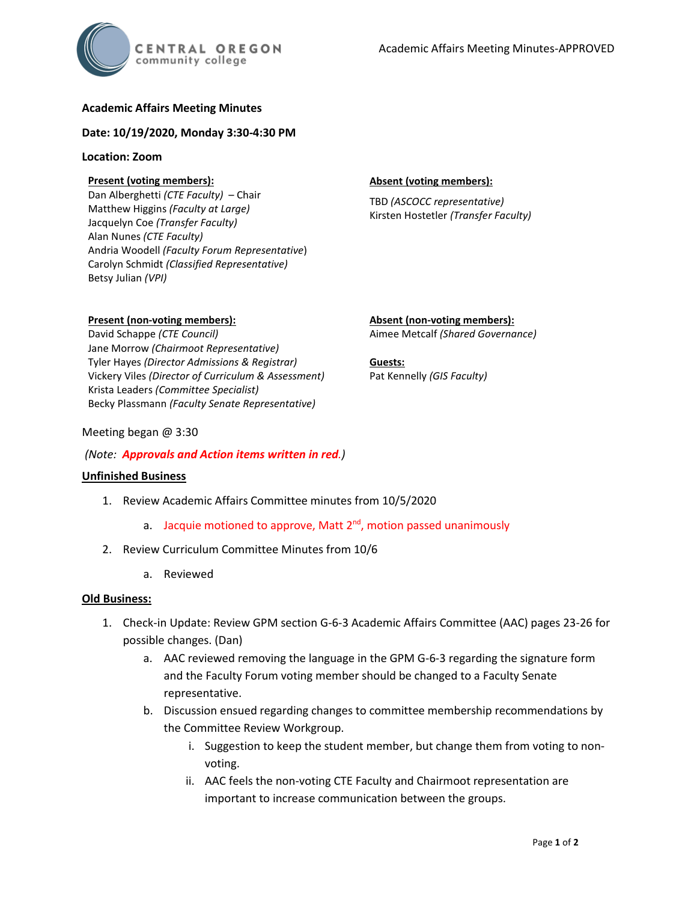**Academic Affairs Meeting Minutes**

**Date: 10/19/2020, Monday 3:30-4:30 PM**

**Location: Zoom**

**Present (voting members):**
Dan Alberghetti *(CTE Faculty)* – Chair
Matthew Higgins *(Faculty at Large)*
Jacquelyn Coe *(Transfer Faculty)*
Alan Nunes *(CTE Faculty)*
Andria Woodell *(Faculty Forum Representative)*
Carolyn Schmidt *(Classified Representative)*
Betsy Julian *(VPI)*

**Absent (voting members):**
TBD *(ASCOCC representative)*
Kirsten Hostetler *(Transfer Faculty)*

**Present (non-voting members):**
David Schappe *(CTE Council)*
Jane Morrow *(Chairmoot Representative)*
Tyler Hayes *(Director Admissions & Registrar)*
Vickery Viles *(Director of Curriculum & Assessment)*
Krista Leaders *(Committee Specialist)*
Becky Plassmann *(Faculty Senate Representative)*

**Absent (non-voting members):**
Aimee Metcalf *(Shared Governance)*

**Guests:**
Pat Kennelly *(GIS Faculty)*

Meeting began @ 3:30

*(Note: **Approvals and Action items written in red**.)*

**Unfinished Business**

1. Review Academic Affairs Committee minutes from 10/5/2020
    a. Jacquie motioned to approve, Matt 2nd, motion passed unanimously
2. Review Curriculum Committee Minutes from 10/6
    a. Reviewed

**Old Business:**

1. Check-in Update: Review GPM section G-6-3 Academic Affairs Committee (AAC) pages 23-26 for possible changes. (Dan)
    a. AAC reviewed removing the language in the GPM G-6-3 regarding the signature form and the Faculty Forum voting member should be changed to a Faculty Senate representative.
    b. Discussion ensued regarding changes to committee membership recommendations by the Committee Review Workgroup.
        i. Suggestion to keep the student member, but change them from voting to non-voting.
        ii. AAC feels the non-voting CTE Faculty and Chairmoot representation are important to increase communication between the groups.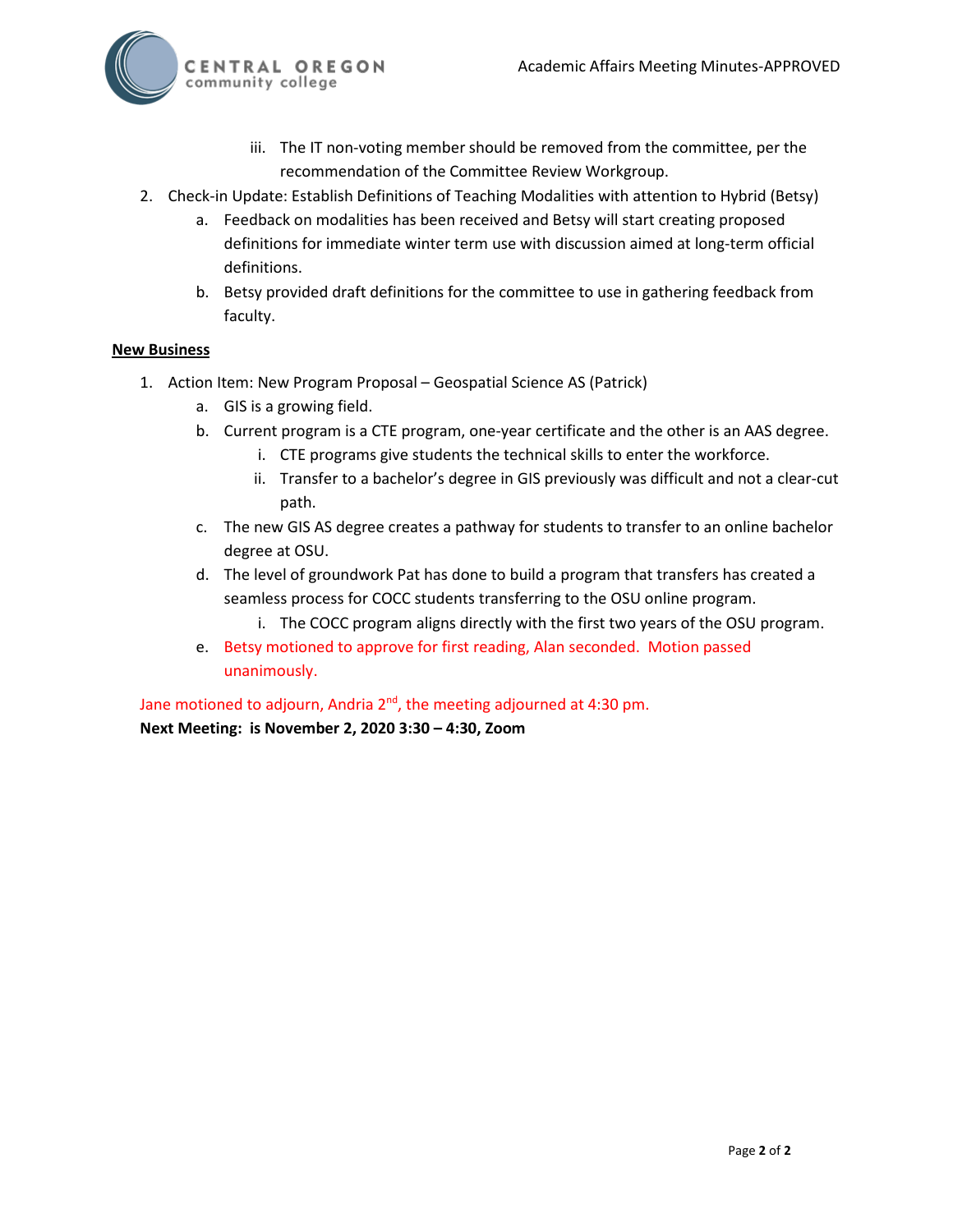iii. The IT non-voting member should be removed from the committee, per the recommendation of the Committee Review Workgroup.

2. Check-in Update: Establish Definitions of Teaching Modalities with attention to Hybrid (Betsy)
    a. Feedback on modalities has been received and Betsy will start creating proposed definitions for immediate winter term use with discussion aimed at long-term official definitions.
    b. Betsy provided draft definitions for the committee to use in gathering feedback from faculty.

**New Business**

1. Action Item: New Program Proposal – Geospatial Science AS (Patrick)
    a. GIS is a growing field.
    b. Current program is a CTE program, one-year certificate and the other is an AAS degree.
        i. CTE programs give students the technical skills to enter the workforce.
        ii. Transfer to a bachelor's degree in GIS previously was difficult and not a clear-cut path.
    c. The new GIS AS degree creates a pathway for students to transfer to an online bachelor degree at OSU.
    d. The level of groundwork Pat has done to build a program that transfers has created a seamless process for COCC students transferring to the OSU online program.
        i. The COCC program aligns directly with the first two years of the OSU program.
    e. Betsy motioned to approve for first reading, Alan seconded. Motion passed unanimously.

Jane motioned to adjourn, Andria 2nd, the meeting adjourned at 4:30 pm.

**Next Meeting: is November 2, 2020 3:30 – 4:30, Zoom**